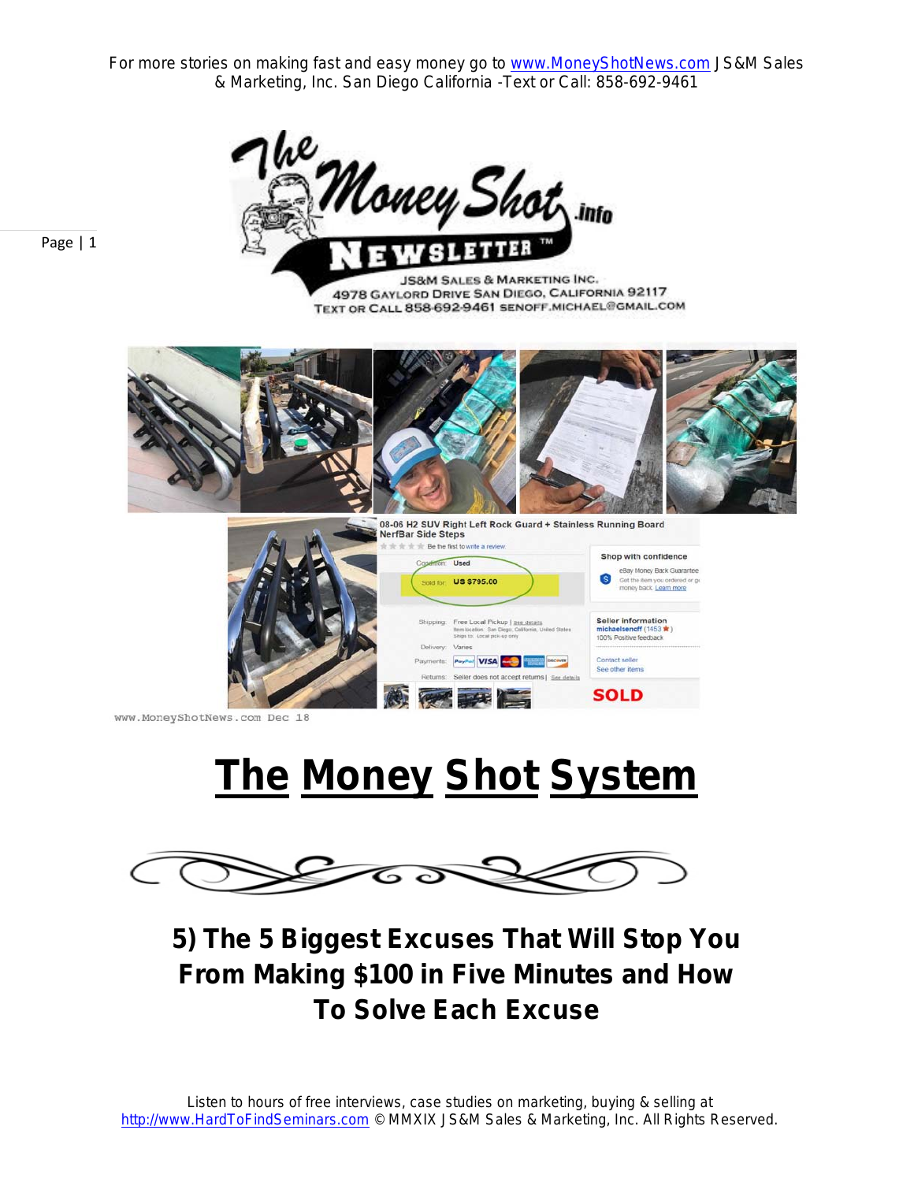For more stories on making fast and easy money go to www.MoneyShotNews.com JS&M Sales & Marketing, Inc. San Diego California -Text or Call: 858-692-9461

# The Money Shot System

## 5) The 5 Biggest Excuses That Will Stop You From Making $100 in Five Minutes and How To Solve Each Excuse

Listen to hours of free interviews, case studies on marketing, buying & selling at http://www.HardToFindSeminars.com © MMXIX JS&M Sales & Marketing, Inc. All Rights Reserved.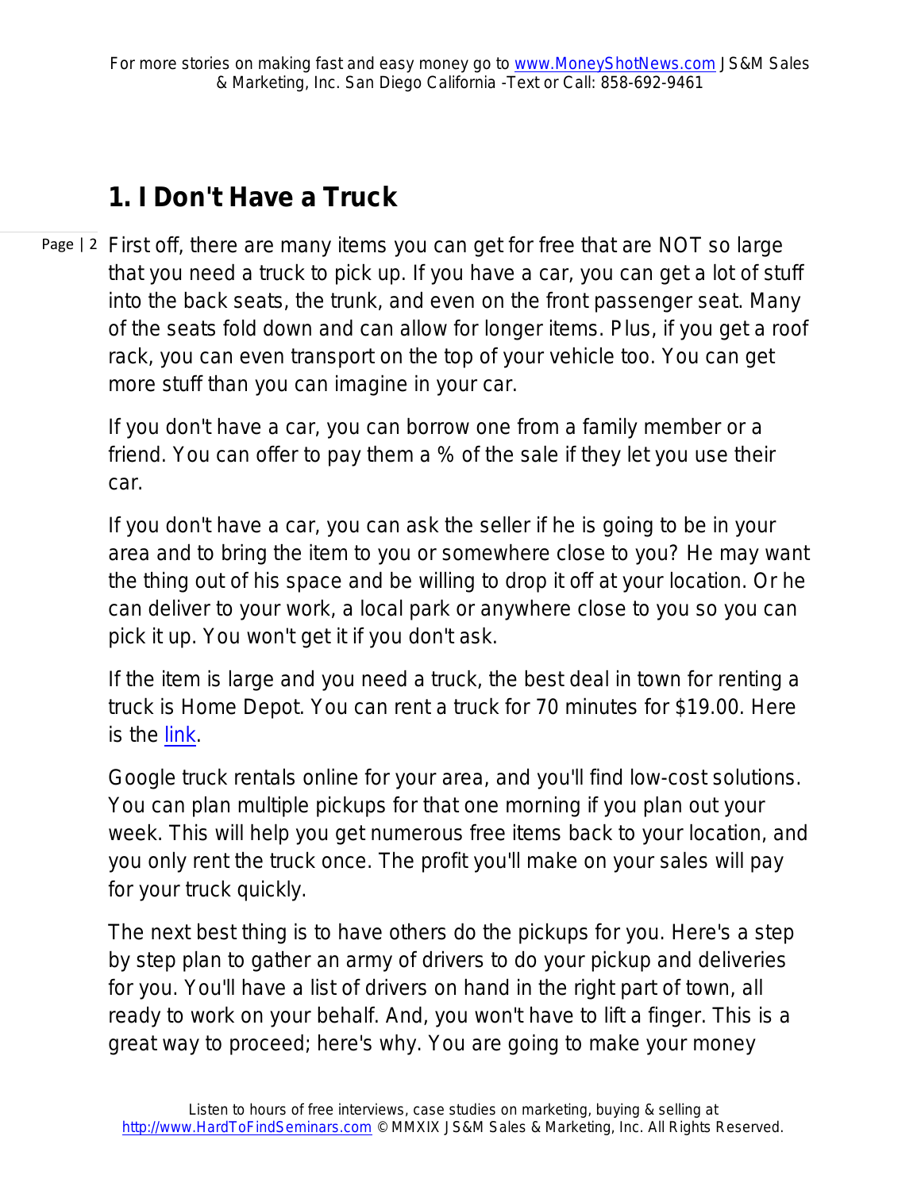## 1. I Don't Have a Truck

First off, there are many items you can get for free that are NOT so large that you need a truck to pick up. If you have a car, you can get a lot of stuff into the back seats, the trunk, and even on the front passenger seat. Many of the seats fold down and can allow for longer items. Plus, if you get a roof rack, you can even transport on the top of your vehicle too. You can get more stuff than you can imagine in your car.

If you don't have a car, you can borrow one from a family member or a friend. You can offer to pay them a % of the sale if they let you use their car.

If you don't have a car, you can ask the seller if he is going to be in your area and to bring the item to you or somewhere close to you? He may want the thing out of his space and be willing to drop it off at your location. Or he can deliver to your work, a local park or anywhere close to you so you can pick it up. You won't get it if you don't ask.

If the item is large and you need a truck, the best deal in town for renting a truck is Home Depot. You can rent a truck for 70 minutes for $19.00. Here is the link.

Google truck rentals online for your area, and you'll find low-cost solutions. You can plan multiple pickups for that one morning if you plan out your week. This will help you get numerous free items back to your location, and you only rent the truck once. The profit you'll make on your sales will pay for your truck quickly.

The next best thing is to have others do the pickups for you. Here's a step by step plan to gather an army of drivers to do your pickup and deliveries for you. You'll have a list of drivers on hand in the right part of town, all ready to work on your behalf. And, you won't have to lift a finger. This is a great way to proceed; here's why. You are going to make your money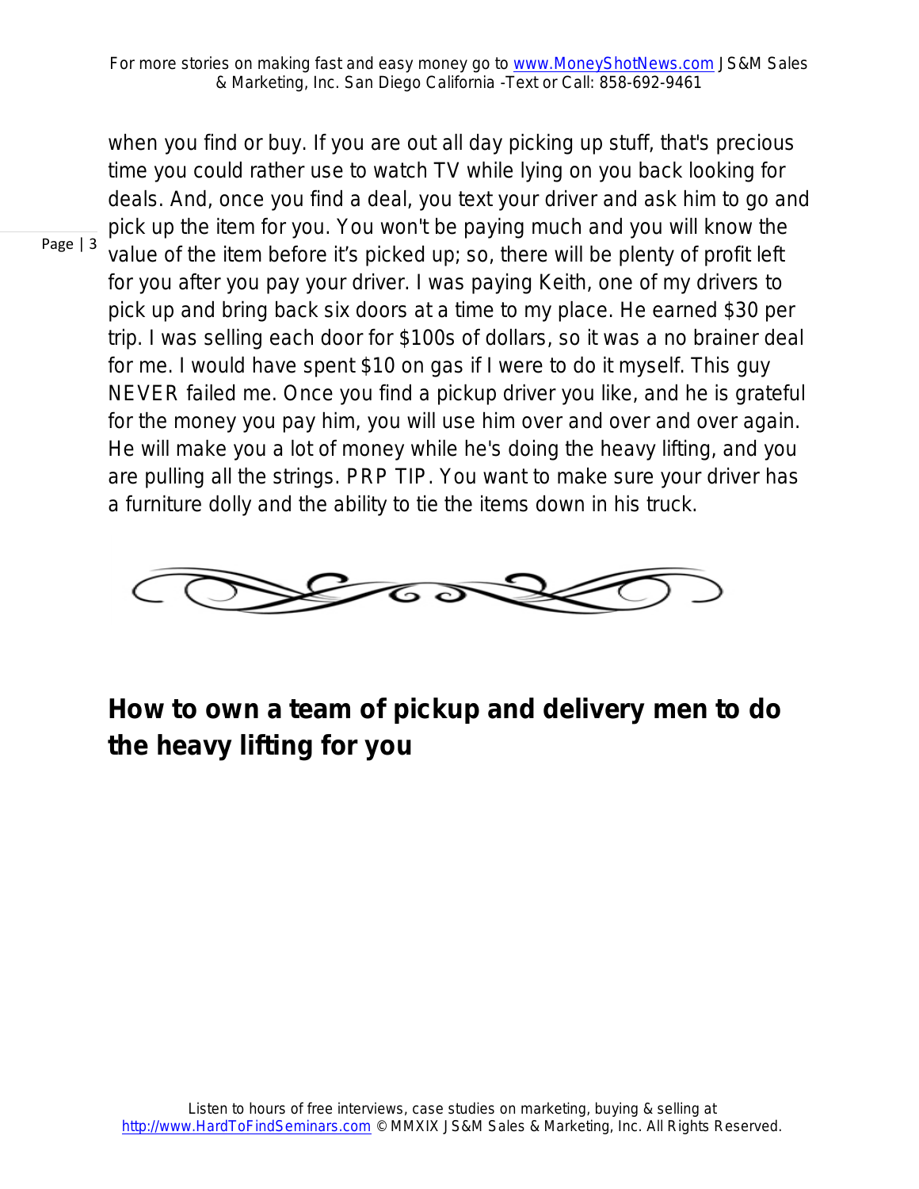when you find or buy. If you are out all day picking up stuff, that's precious time you could rather use to watch TV while lying on you back looking for deals. And, once you find a deal, you text your driver and ask him to go and pick up the item for you. You won't be paying much and you will know the value of the item before it's picked up; so, there will be plenty of profit left for you after you pay your driver. I was paying Keith, one of my drivers to pick up and bring back six doors at a time to my place. He earned $30 per trip. I was selling each door for $100s of dollars, so it was a no brainer deal for me. I would have spent $10 on gas if I were to do it myself. This guy NEVER failed me. Once you find a pickup driver you like, and he is grateful for the money you pay him, you will use him over and over and over again. He will make you a lot of money while he's doing the heavy lifting, and you are pulling all the strings. PRP TIP. You want to make sure your driver has a furniture dolly and the ability to tie the items down in his truck.

## How to own a team of pickup and delivery men to do the heavy lifting for you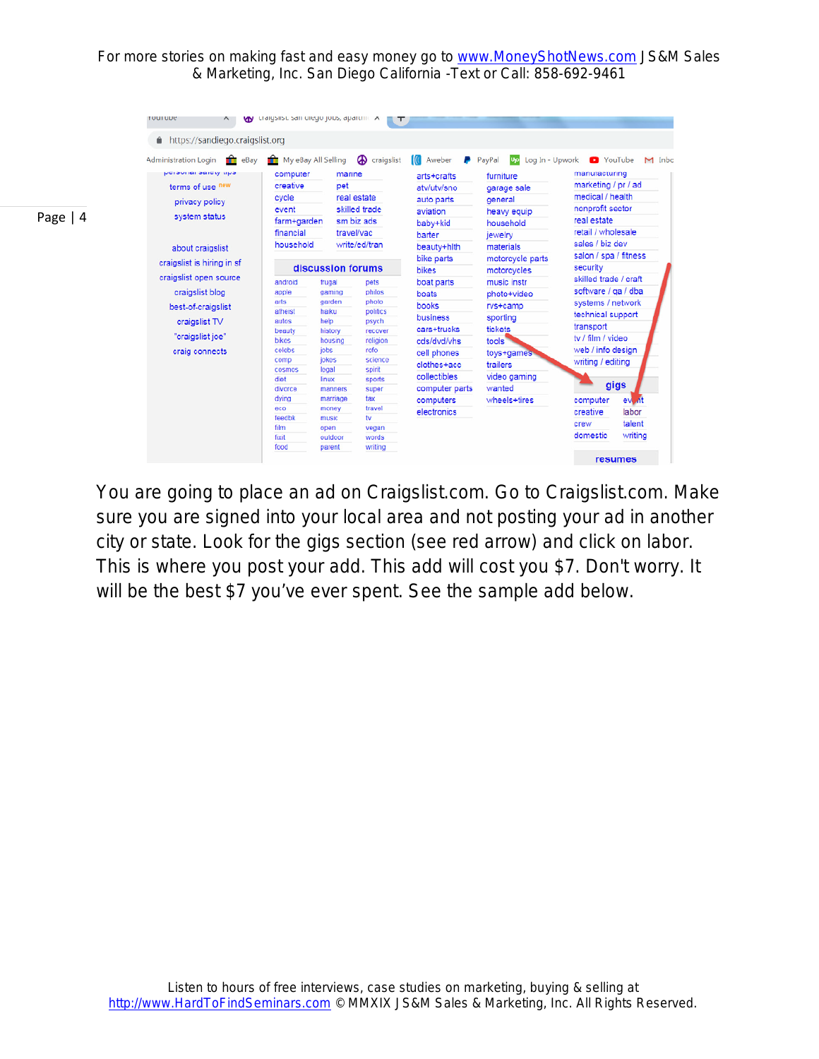You are going to place an ad on Craigslist.com. Go to Craigslist.com. Make sure you are signed into your local area and not posting your ad in another city or state. Look for the gigs section (see red arrow) and click on labor. This is where you post your add. This add will cost you $7. Don't worry. It will be the best $7 you've ever spent. See the sample add below.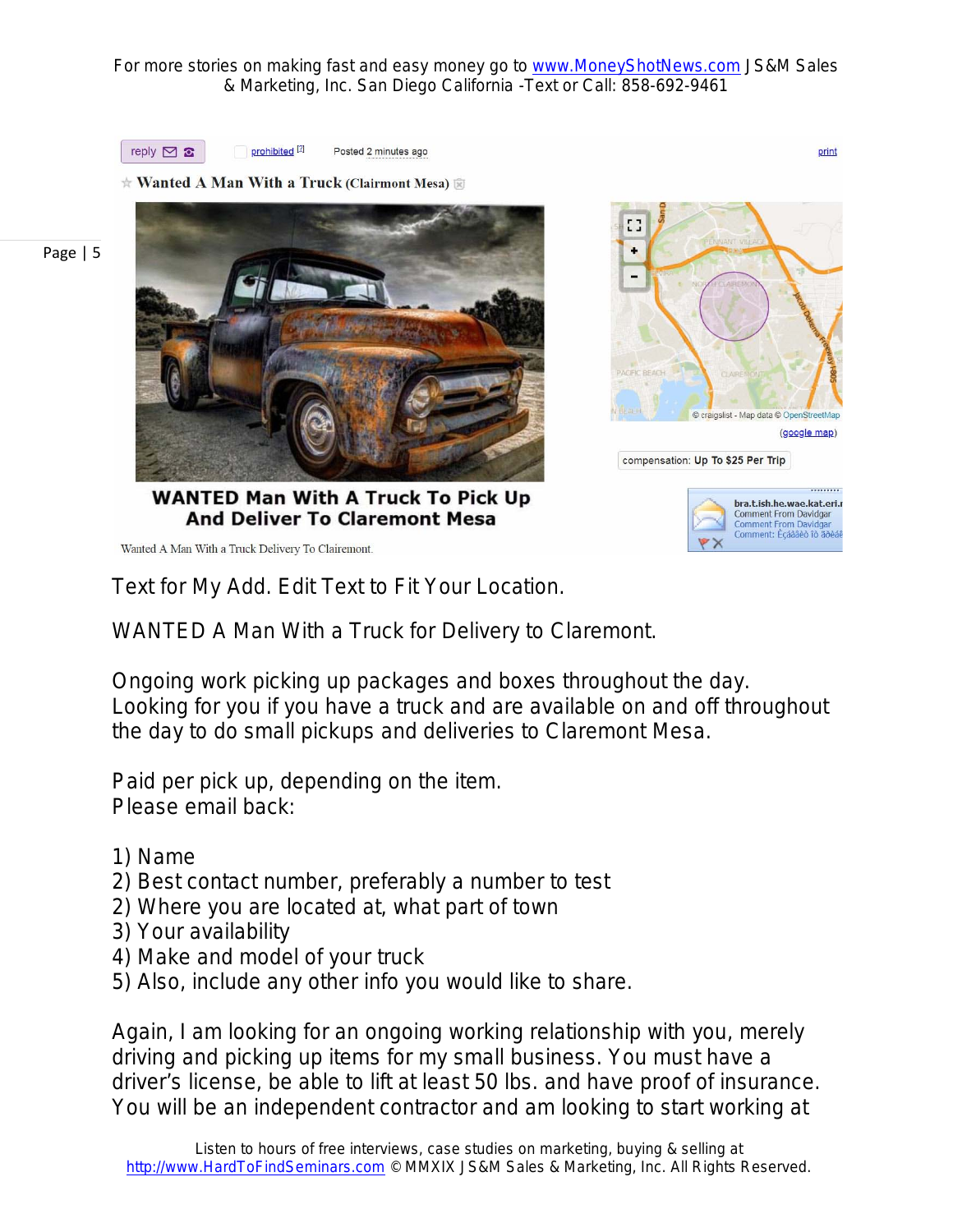reply | prohibited | Posted 2 minutes ago | print

☆ Wanted A Man With a Truck (Clairmont Mesa)

WANTED Man With A Truck To Pick Up And Deliver To Claremont Mesa

Wanted A Man With a Truck Delivery To Clairemont.

compensation: Up To $25 Per Trip

Text for My Add. Edit Text to Fit Your Location.

WANTED A Man With a Truck for Delivery to Claremont.

Ongoing work picking up packages and boxes throughout the day. Looking for you if you have a truck and are available on and off throughout the day to do small pickups and deliveries to Claremont Mesa.

Paid per pick up, depending on the item.
Please email back:

1) Name
2) Best contact number, preferably a number to test
2) Where you are located at, what part of town
3) Your availability
4) Make and model of your truck
5) Also, include any other info you would like to share.

Again, I am looking for an ongoing working relationship with you, merely driving and picking up items for my small business. You must have a driver's license, be able to lift at least 50 lbs. and have proof of insurance. You will be an independent contractor and am looking to start working at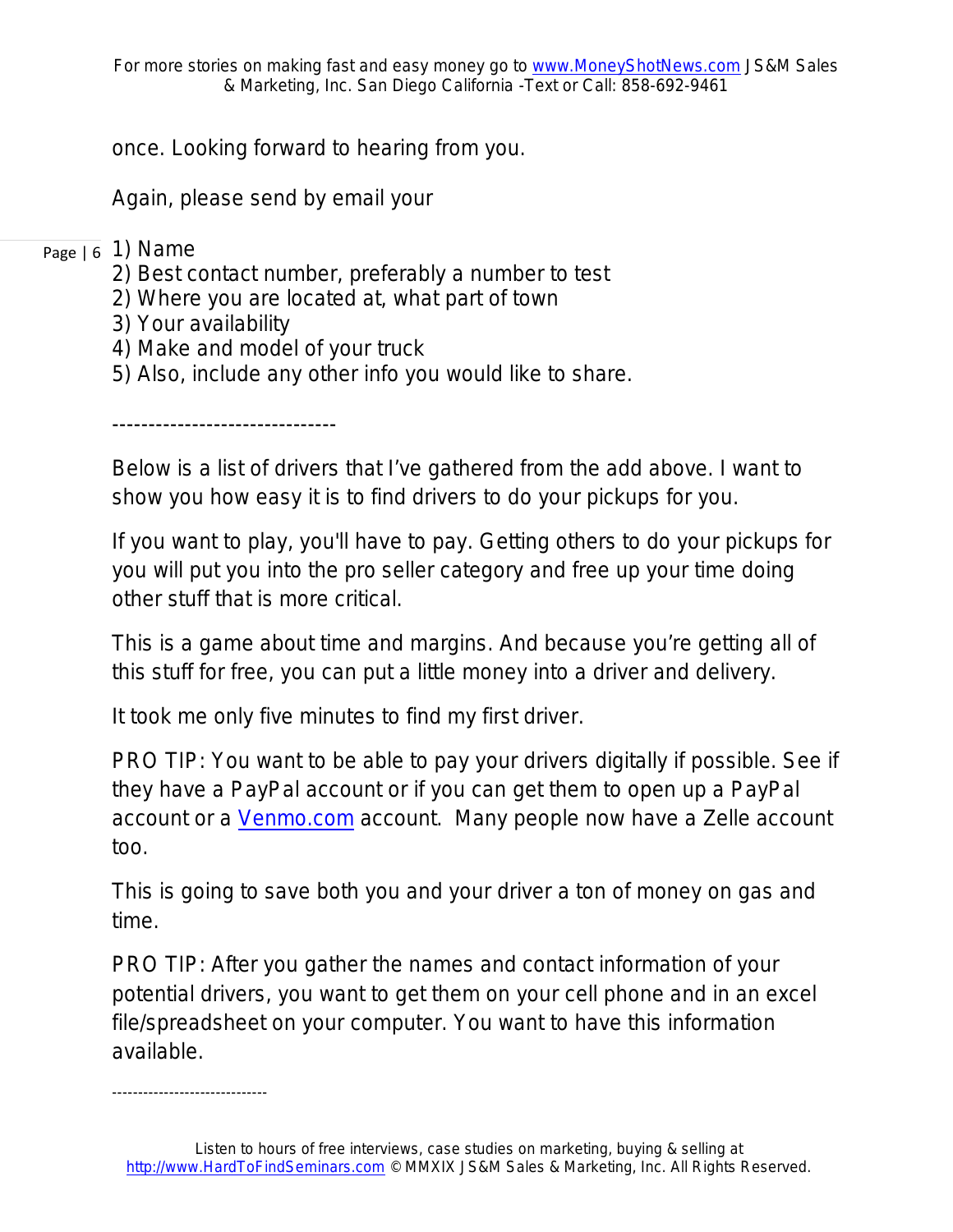once. Looking forward to hearing from you.

Again, please send by email your

1) Name
2) Best contact number, preferably a number to test
2) Where you are located at, what part of town
3) Your availability
4) Make and model of your truck
5) Also, include any other info you would like to share.

--------------------------------

Below is a list of drivers that I've gathered from the add above. I want to show you how easy it is to find drivers to do your pickups for you.

If you want to play, you'll have to pay. Getting others to do your pickups for you will put you into the pro seller category and free up your time doing other stuff that is more critical.

This is a game about time and margins. And because you're getting all of this stuff for free, you can put a little money into a driver and delivery.

It took me only five minutes to find my first driver.

PRO TIP: You want to be able to pay your drivers digitally if possible. See if they have a PayPal account or if you can get them to open up a PayPal account or a [Venmo.com](http://Venmo.com) account. Many people now have a Zelle account too.

This is going to save both you and your driver a ton of money on gas and time.

PRO TIP: After you gather the names and contact information of your potential drivers, you want to get them on your cell phone and in an excel file/spreadsheet on your computer. You want to have this information available.

------------------------------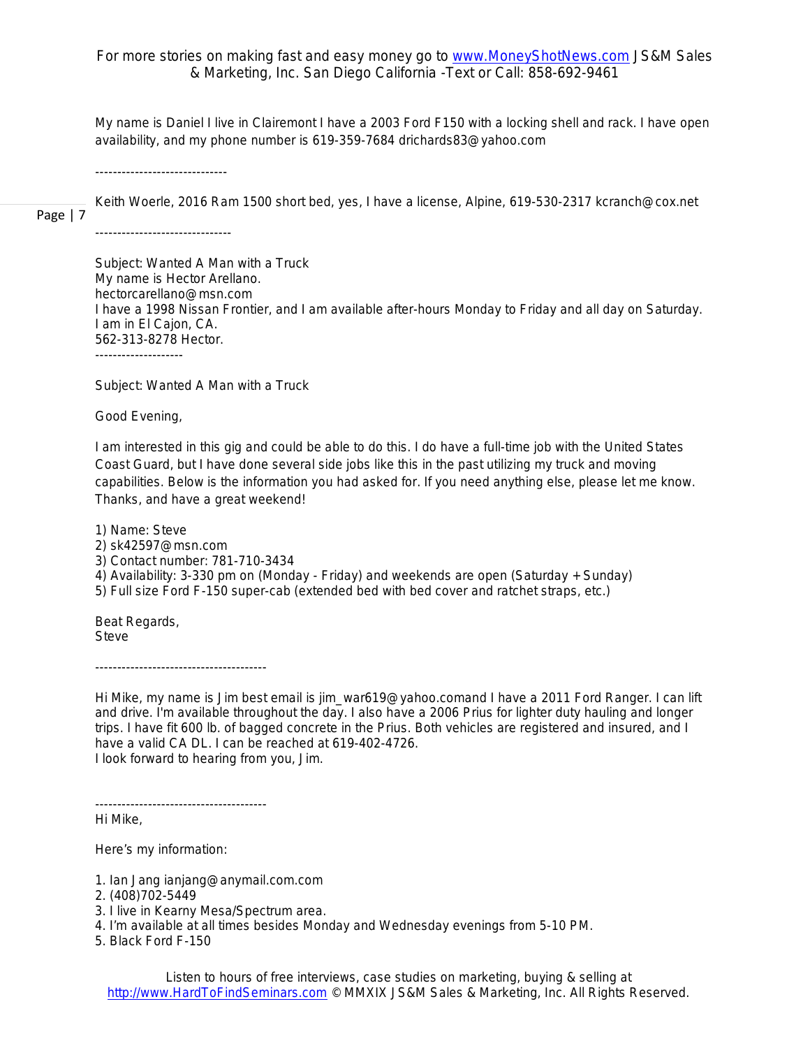My name is Daniel I live in Clairemont I have a 2003 Ford F150 with a locking shell and rack. I have open availability, and my phone number is 619-359-7684 drichards83@yahoo.com

------------------------------

Keith Woerle, 2016 Ram 1500 short bed, yes, I have a license, Alpine, 619-530-2317 kcranch@cox.net

-------------------------------

Subject: Wanted A Man with a Truck
My name is Hector Arellano.
hectorcarellano@msn.com
I have a 1998 Nissan Frontier, and I am available after-hours Monday to Friday and all day on Saturday.
I am in El Cajon, CA.
562-313-8278 Hector.
--------------------

Subject: Wanted A Man with a Truck

Good Evening,

I am interested in this gig and could be able to do this. I do have a full-time job with the United States Coast Guard, but I have done several side jobs like this in the past utilizing my truck and moving capabilities. Below is the information you had asked for. If you need anything else, please let me know. Thanks, and have a great weekend!

1) Name: Steve
2) sk42597@msn.com
3) Contact number: 781-710-3434
4) Availability: 3-330 pm on (Monday - Friday) and weekends are open (Saturday + Sunday)
5) Full size Ford F-150 super-cab (extended bed with bed cover and ratchet straps, etc.)

Beat Regards,
Steve

---------------------------------------

Hi Mike, my name is Jim best email is jim_war619@yahoo.comand I have a 2011 Ford Ranger. I can lift and drive. I'm available throughout the day. I also have a 2006 Prius for lighter duty hauling and longer trips. I have fit 600 lb. of bagged concrete in the Prius. Both vehicles are registered and insured, and I have a valid CA DL. I can be reached at 619-402-4726.
I look forward to hearing from you, Jim.

---------------------------------------
Hi Mike,

Here's my information:

1. Ian Jang ianjang@anymail.com.com
2. (408)702-5449
3. I live in Kearny Mesa/Spectrum area.
4. I'm available at all times besides Monday and Wednesday evenings from 5-10 PM.
5. Black Ford F-150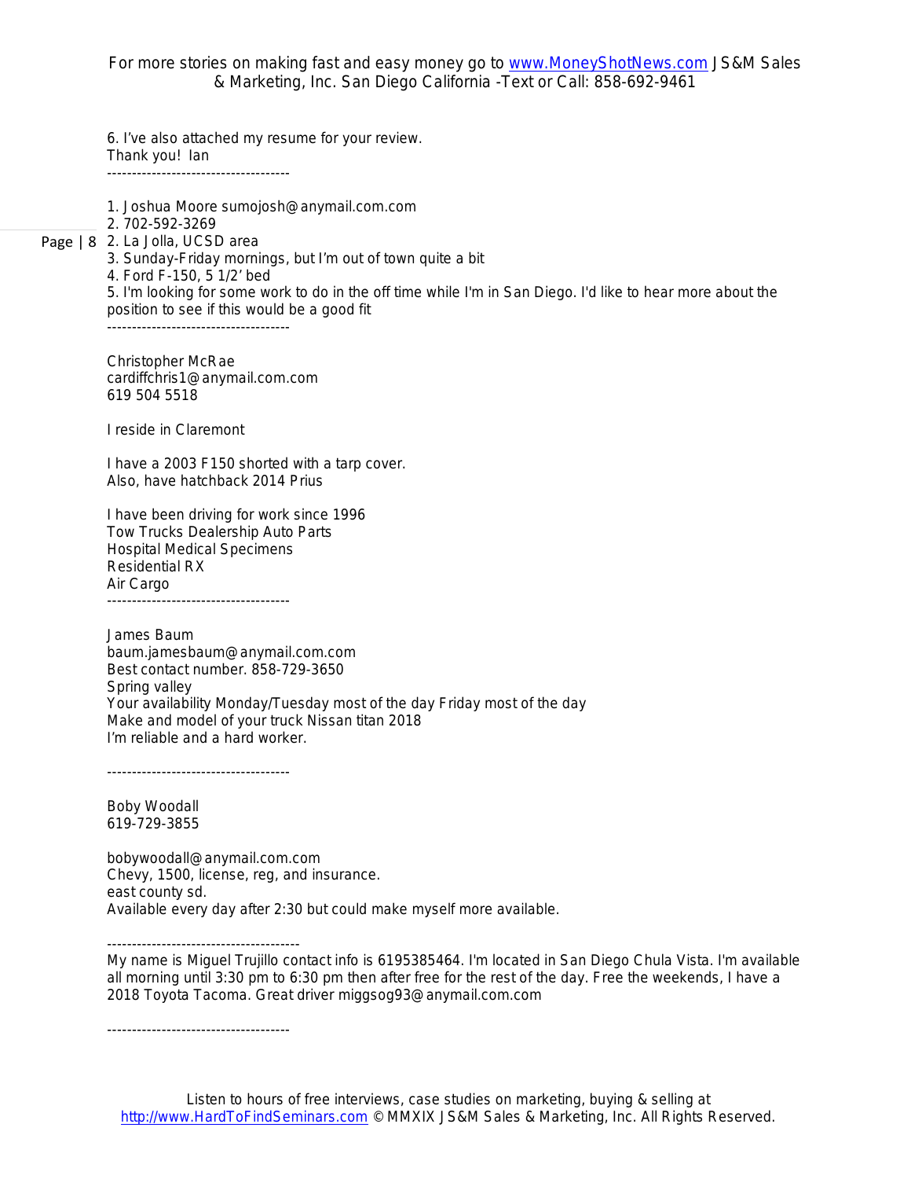6. I've also attached my resume for your review.
Thank you! Ian
------------------------------------

1. Joshua Moore sumojosh@anymail.com.com
2. 702-592-3269
2. La Jolla, UCSD area
3. Sunday-Friday mornings, but I'm out of town quite a bit
4. Ford F-150, 5 1/2' bed
5. I'm looking for some work to do in the off time while I'm in San Diego. I'd like to hear more about the position to see if this would be a good fit

------------------------------------

Christopher McRae
cardiffchris1@anymail.com.com
619 504 5518

I reside in Claremont

I have a 2003 F150 shorted with a tarp cover.
Also, have hatchback 2014 Prius

I have been driving for work since 1996
Tow Trucks Dealership Auto Parts
Hospital Medical Specimens
Residential RX
Air Cargo

------------------------------------

James Baum
baum.jamesbaum@anymail.com.com
Best contact number. 858-729-3650
Spring valley
Your availability Monday/Tuesday most of the day Friday most of the day
Make and model of your truck Nissan titan 2018
I'm reliable and a hard worker.

------------------------------------

Boby Woodall
619-729-3855

bobywoodall@anymail.com.com
Chevy, 1500, license, reg, and insurance.
east county sd.
Available every day after 2:30 but could make myself more available.

--------------------------------------

My name is Miguel Trujillo contact info is 6195385464. I'm located in San Diego Chula Vista. I'm available all morning until 3:30 pm to 6:30 pm then after free for the rest of the day. Free the weekends, I have a 2018 Toyota Tacoma. Great driver miggsog93@anymail.com.com

------------------------------------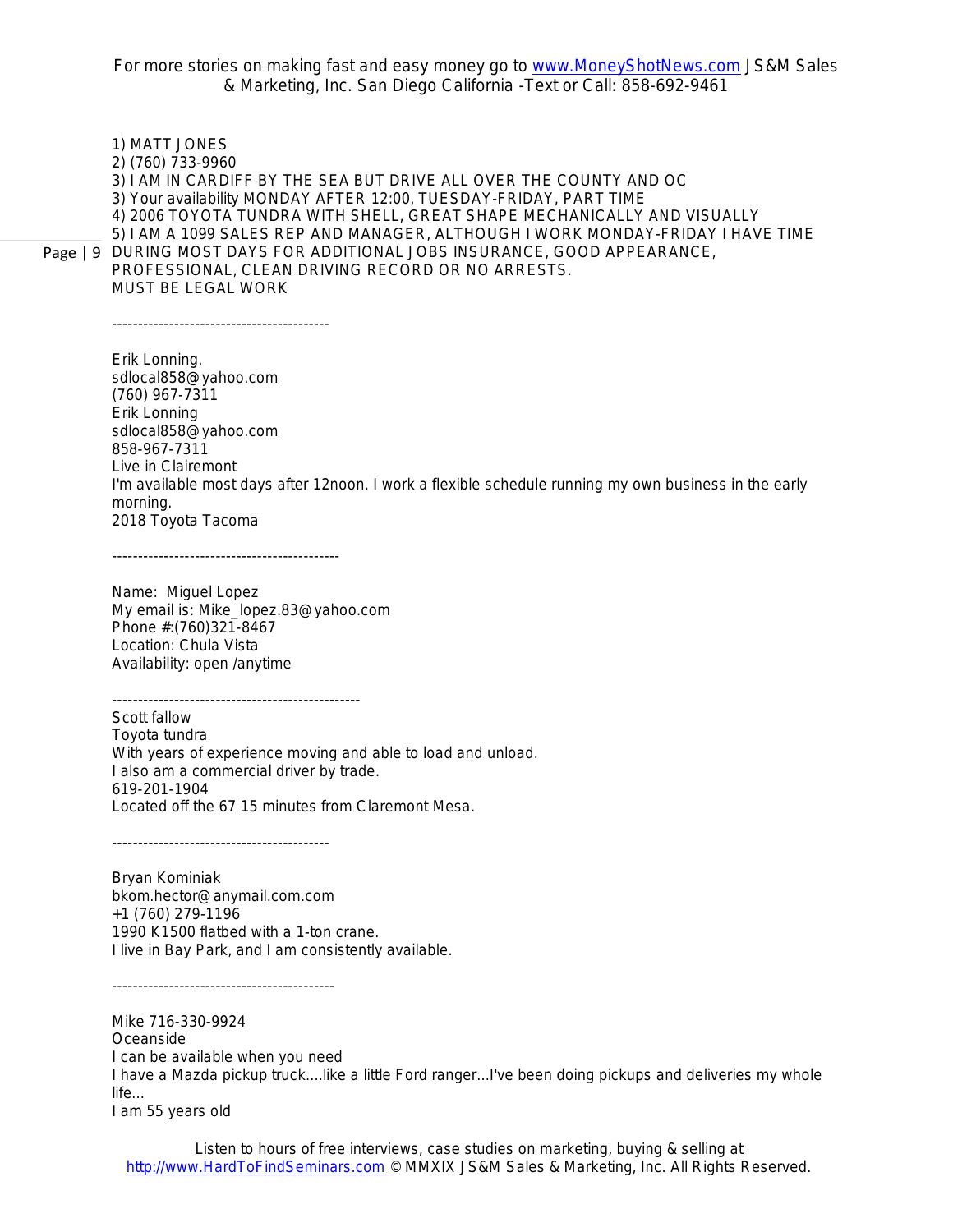1) MATT JONES
2) (760) 733-9960
3) I AM IN CARDIFF BY THE SEA BUT DRIVE ALL OVER THE COUNTY AND OC
3) Your availability MONDAY AFTER 12:00, TUESDAY-FRIDAY, PART TIME
4) 2006 TOYOTA TUNDRA WITH SHELL, GREAT SHAPE MECHANICALLY AND VISUALLY
5) I AM A 1099 SALES REP AND MANAGER, ALTHOUGH I WORK MONDAY-FRIDAY I HAVE TIME DURING MOST DAYS FOR ADDITIONAL JOBS INSURANCE, GOOD APPEARANCE, PROFESSIONAL, CLEAN DRIVING RECORD OR NO ARRESTS.
MUST BE LEGAL WORK

------------------------------------------

Erik Lonning.
sdlocal858@yahoo.com
(760) 967-7311
Erik Lonning
sdlocal858@yahoo.com
858-967-7311
Live in Clairemont
I'm available most days after 12noon. I work a flexible schedule running my own business in the early morning.
2018 Toyota Tacoma

--------------------------------------------

Name: Miguel Lopez
My email is: Mike_lopez.83@yahoo.com
Phone #:(760)321-8467
Location: Chula Vista
Availability: open /anytime

-----------------------------------------------
Scott fallow
Toyota tundra
With years of experience moving and able to load and unload.
I also am a commercial driver by trade.
619-201-1904
Located off the 67 15 minutes from Claremont Mesa.

------------------------------------------

Bryan Kominiak
bkom.hector@anymail.com.com
+1 (760) 279-1196
1990 K1500 flatbed with a 1-ton crane.
I live in Bay Park, and I am consistently available.

-------------------------------------------

Mike 716-330-9924
Oceanside
I can be available when you need
I have a Mazda pickup truck....like a little Ford ranger...I've been doing pickups and deliveries my whole life...
I am 55 years old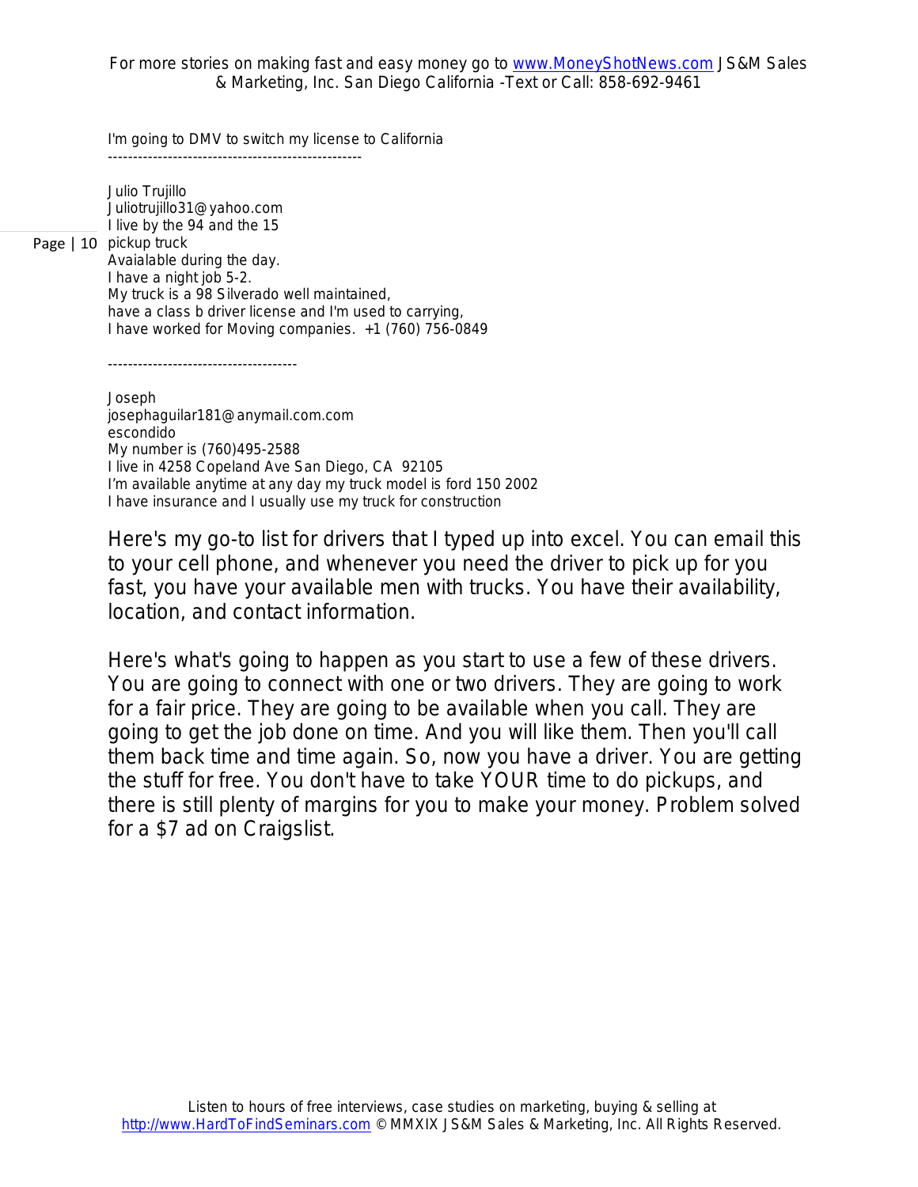I'm going to DMV to switch my license to California

---------------------------------------------------

Julio Trujillo
Juliotrujillo31@yahoo.com
I live by the 94 and the 15
pickup truck
Avaialable during the day.
I have a night job 5-2.
My truck is a 98 Silverado well maintained,
have a class b driver license and I'm used to carrying,
I have worked for Moving companies. +1 (760) 756-0849

--------------------------------------

Joseph
josephaguilar181@anymail.com.com
escondido
My number is (760)495-2588
I live in 4258 Copeland Ave San Diego, CA 92105
I'm available anytime at any day my truck model is ford 150 2002
I have insurance and I usually use my truck for construction

Here's my go-to list for drivers that I typed up into excel. You can email this to your cell phone, and whenever you need the driver to pick up for you fast, you have your available men with trucks. You have their availability, location, and contact information.

Here's what's going to happen as you start to use a few of these drivers. You are going to connect with one or two drivers. They are going to work for a fair price. They are going to be available when you call. They are going to get the job done on time. And you will like them. Then you'll call them back time and time again. So, now you have a driver. You are getting the stuff for free. You don't have to take YOUR time to do pickups, and there is still plenty of margins for you to make your money. Problem solved for a $7 ad on Craigslist.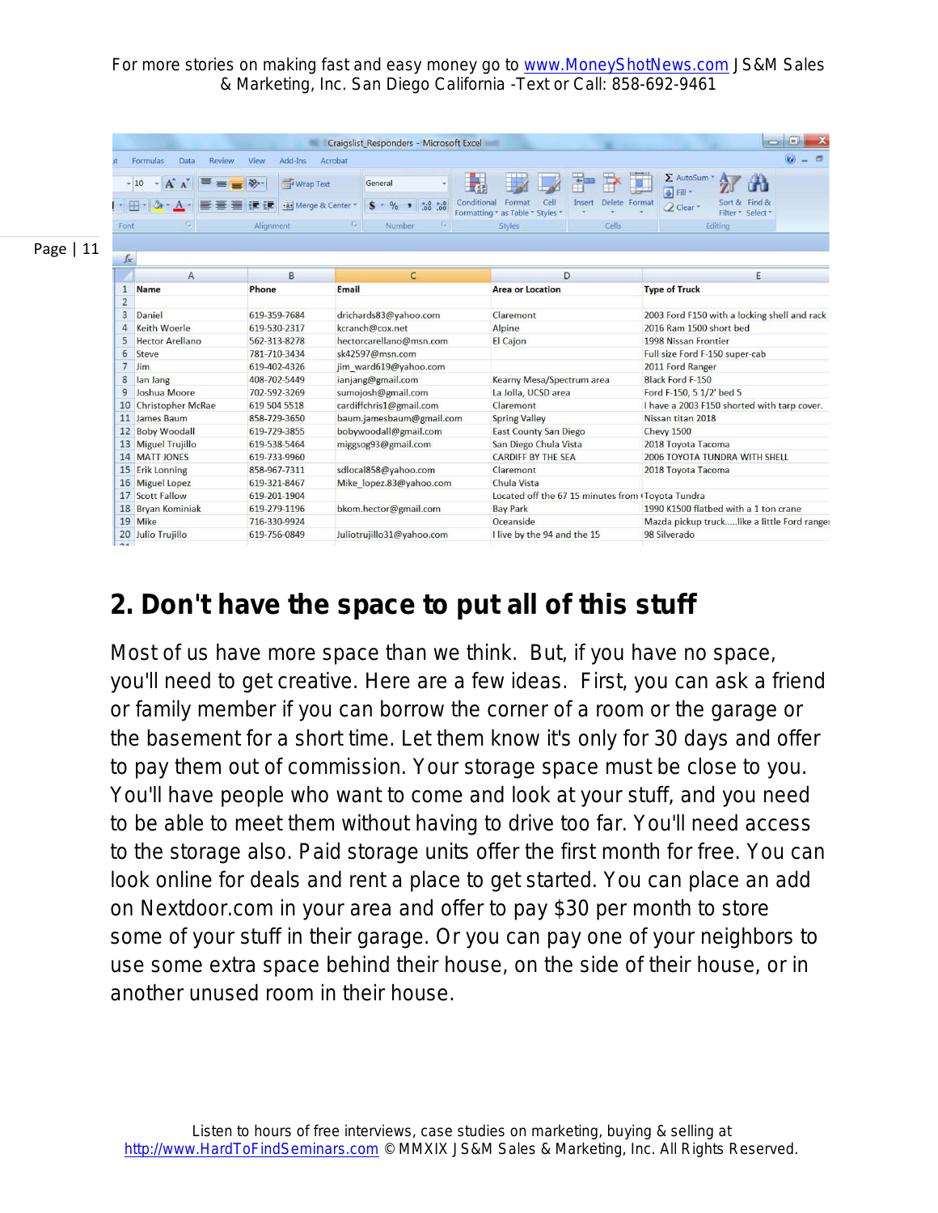| Name | Phone | Email | Area or Location | Type of Truck |
|---|---|---|---|---|
| Daniel | 619-359-7684 | drichards83@yahoo.com | Claremont | 2003 Ford F150 with a locking shell and rack |
| Keith Woerle | 619-530-2317 | kcranch@cox.net | Alpine | 2016 Ram 1500 short bed |
| Hector Arellano | 562-313-8278 | hectorcarellano@msn.com | El Cajon | 1998 Nissan Frontier |
| Steve | 781-710-3434 | sk42597@msn.com | | Full size Ford F-150 super-cab |
| Jim | 619-402-4326 | jim_ward619@yahoo.com | | 2011 Ford Ranger |
| Ian Jang | 408-702-5449 | ianjang@gmail.com | Kearny Mesa/Spectrum area | Black Ford F-150 |
| Joshua Moore | 702-592-3269 | sumojosh@gmail.com | La Jolla, UCSD area | Ford F-150, 5 1/2' bed 5 |
| Christopher McRae | 619 504 5518 | cardiffchris1@gmail.com | Claremont | I have a 2003 F150 shorted with tarp cover. |
| James Baum | 858-729-3650 | baum.jamesbaum@gmail.com | Spring Valley | Nissan titan 2018 |
| Boby Woodall | 619-729-3855 | bobywoodall@gmail.com | East County San Diego | Chevy 1500 |
| Miguel Trujillo | 619-538-5464 | miggsog93@gmail.com | San Diego Chula Vista | 2018 Toyota Tacoma |
| MATT JONES | 619-733-9960 | | CARDIFF BY THE SEA | 2006 TOYOTA TUNDRA WITH SHELL |
| Erik Lonning | 858-967-7311 | sdlocal858@yahoo.com | Claremont | 2018 Toyota Tacoma |
| Miguel Lopez | 619-321-8467 | Mike_lopez.83@yahoo.com | Chula Vista | |
| Scott Fallow | 619-201-1904 | | Located off the 67 15 minutes from ( | Toyota Tundra |
| Bryan Kominiak | 619-279-1196 | bkom.hector@gmail.com | Bay Park | 1990 K1500 flatbed with a 1 ton crane |
| Mike | 716-330-9924 | | Oceanside | Mazda pickup truck.....like a little Ford range |
| Julio Trujillo | 619-756-0849 | Juliotrujillo31@yahoo.com | I live by the 94 and the 15 | 98 Silverado |

## 2. Don't have the space to put all of this stuff

Most of us have more space than we think. But, if you have no space, you'll need to get creative. Here are a few ideas. First, you can ask a friend or family member if you can borrow the corner of a room or the garage or the basement for a short time. Let them know it's only for 30 days and offer to pay them out of commission. Your storage space must be close to you. You'll have people who want to come and look at your stuff, and you need to be able to meet them without having to drive too far. You'll need access to the storage also. Paid storage units offer the first month for free. You can look online for deals and rent a place to get started. You can place an add on Nextdoor.com in your area and offer to pay $30 per month to store some of your stuff in their garage. Or you can pay one of your neighbors to use some extra space behind their house, on the side of their house, or in another unused room in their house.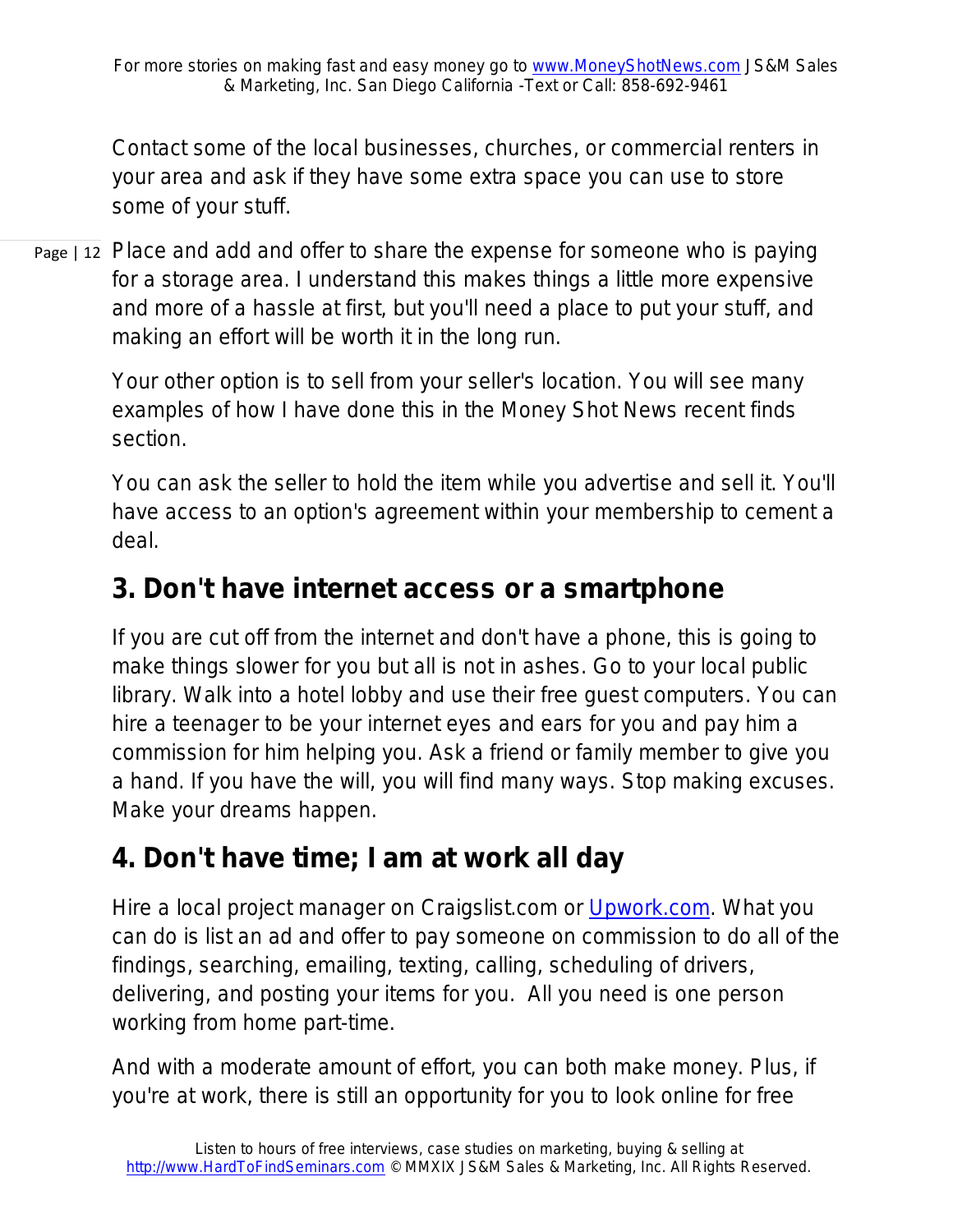Contact some of the local businesses, churches, or commercial renters in your area and ask if they have some extra space you can use to store some of your stuff.

Place and add and offer to share the expense for someone who is paying for a storage area. I understand this makes things a little more expensive and more of a hassle at first, but you'll need a place to put your stuff, and making an effort will be worth it in the long run.

Your other option is to sell from your seller's location. You will see many examples of how I have done this in the Money Shot News recent finds section.

You can ask the seller to hold the item while you advertise and sell it. You'll have access to an option's agreement within your membership to cement a deal.

## 3. Don't have internet access or a smartphone

If you are cut off from the internet and don't have a phone, this is going to make things slower for you but all is not in ashes. Go to your local public library. Walk into a hotel lobby and use their free guest computers. You can hire a teenager to be your internet eyes and ears for you and pay him a commission for him helping you. Ask a friend or family member to give you a hand. If you have the will, you will find many ways. Stop making excuses. Make your dreams happen.

## 4. Don't have time; I am at work all day

Hire a local project manager on Craigslist.com or [Upwork.com](Upwork.com). What you can do is list an ad and offer to pay someone on commission to do all of the findings, searching, emailing, texting, calling, scheduling of drivers, delivering, and posting your items for you. All you need is one person working from home part-time.

And with a moderate amount of effort, you can both make money. Plus, if you're at work, there is still an opportunity for you to look online for free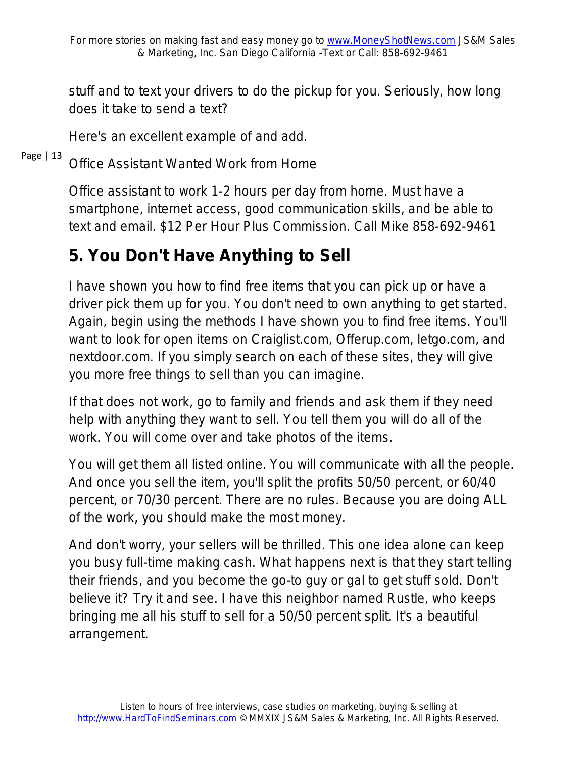stuff and to text your drivers to do the pickup for you. Seriously, how long does it take to send a text?

Here's an excellent example of and add.

Office Assistant Wanted Work from Home

Office assistant to work 1-2 hours per day from home. Must have a smartphone, internet access, good communication skills, and be able to text and email. $12 Per Hour Plus Commission. Call Mike 858-692-9461

## 5. You Don't Have Anything to Sell

I have shown you how to find free items that you can pick up or have a driver pick them up for you. You don't need to own anything to get started. Again, begin using the methods I have shown you to find free items. You'll want to look for open items on Craiglist.com, Offerup.com, letgo.com, and nextdoor.com. If you simply search on each of these sites, they will give you more free things to sell than you can imagine.

If that does not work, go to family and friends and ask them if they need help with anything they want to sell. You tell them you will do all of the work. You will come over and take photos of the items.

You will get them all listed online. You will communicate with all the people. And once you sell the item, you'll split the profits 50/50 percent, or 60/40 percent, or 70/30 percent. There are no rules. Because you are doing ALL of the work, you should make the most money.

And don't worry, your sellers will be thrilled. This one idea alone can keep you busy full-time making cash. What happens next is that they start telling their friends, and you become the go-to guy or gal to get stuff sold. Don't believe it? Try it and see. I have this neighbor named Rustle, who keeps bringing me all his stuff to sell for a 50/50 percent split. It's a beautiful arrangement.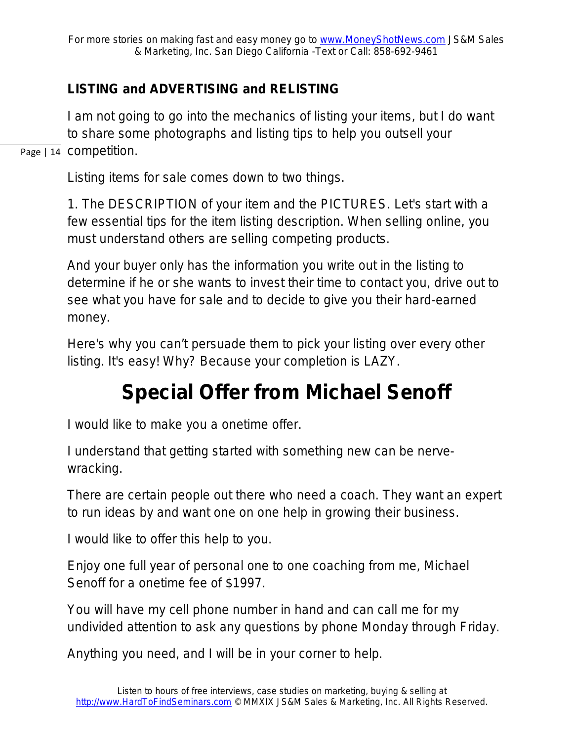## LISTING and ADVERTISING and RELISTING

I am not going to go into the mechanics of listing your items, but I do want to share some photographs and listing tips to help you outsell your competition.

Listing items for sale comes down to two things.

1. The DESCRIPTION of your item and the PICTURES. Let's start with a few essential tips for the item listing description. When selling online, you must understand others are selling competing products.

And your buyer only has the information you write out in the listing to determine if he or she wants to invest their time to contact you, drive out to see what you have for sale and to decide to give you their hard-earned money.

Here's why you can't persuade them to pick your listing over every other listing. It's easy! Why? Because your completion is LAZY.

# Special Offer from Michael Senoff

I would like to make you a onetime offer.

I understand that getting started with something new can be nerve-wracking.

There are certain people out there who need a coach. They want an expert to run ideas by and want one on one help in growing their business.

I would like to offer this help to you.

Enjoy one full year of personal one to one coaching from me, Michael Senoff for a onetime fee of $1997.

You will have my cell phone number in hand and can call me for my undivided attention to ask any questions by phone Monday through Friday.

Anything you need, and I will be in your corner to help.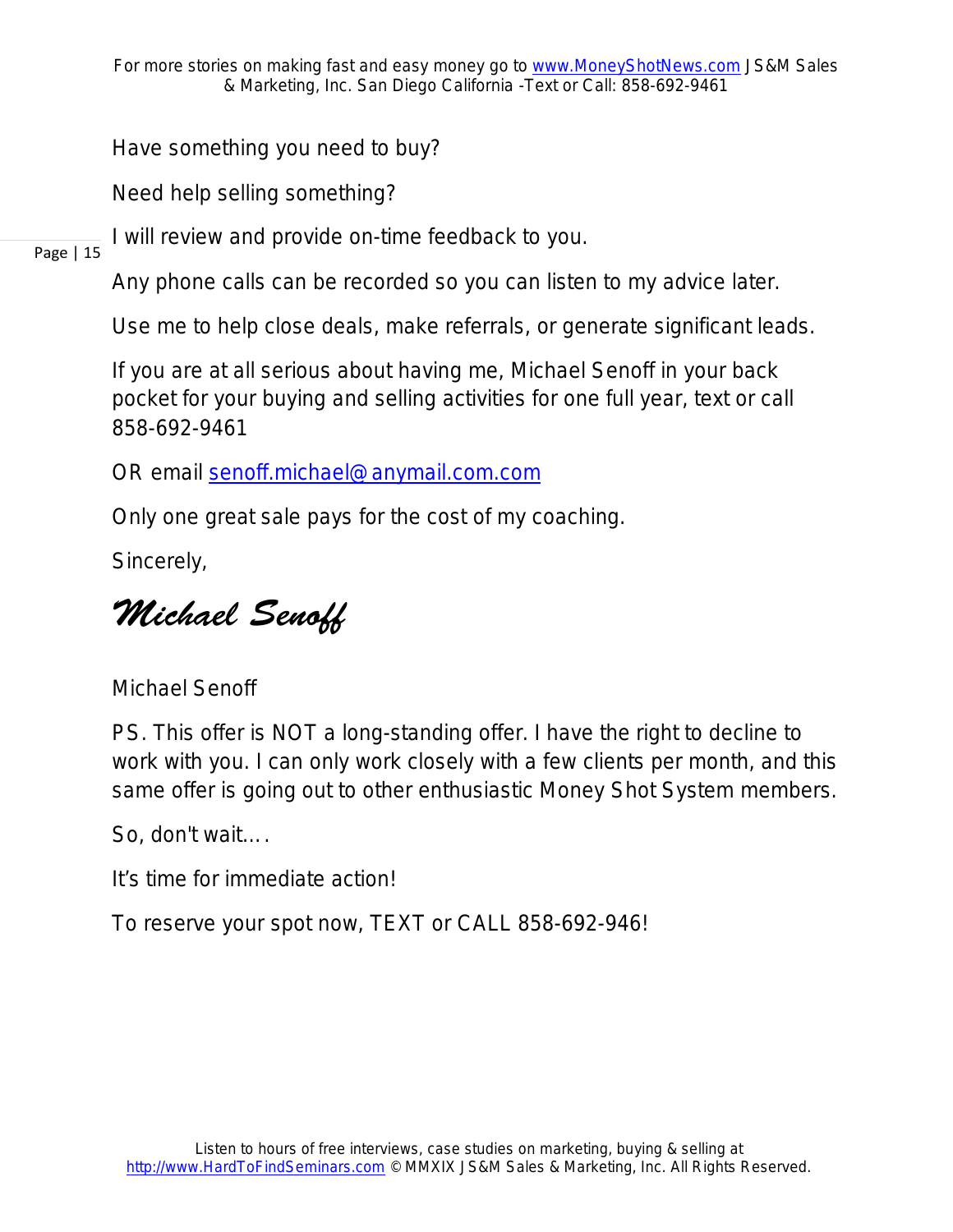Have something you need to buy?

Need help selling something?

I will review and provide on-time feedback to you.

Any phone calls can be recorded so you can listen to my advice later.

Use me to help close deals, make referrals, or generate significant leads.

If you are at all serious about having me, Michael Senoff in your back pocket for your buying and selling activities for one full year, text or call 858-692-9461

OR email senoff.michael@anymail.com.com

Only one great sale pays for the cost of my coaching.

Sincerely,

*Michael Senoff*

Michael Senoff

PS. This offer is NOT a long-standing offer. I have the right to decline to work with you. I can only work closely with a few clients per month, and this same offer is going out to other enthusiastic Money Shot System members.

So, don't wait….

It's time for immediate action!

To reserve your spot now, TEXT or CALL 858-692-946!